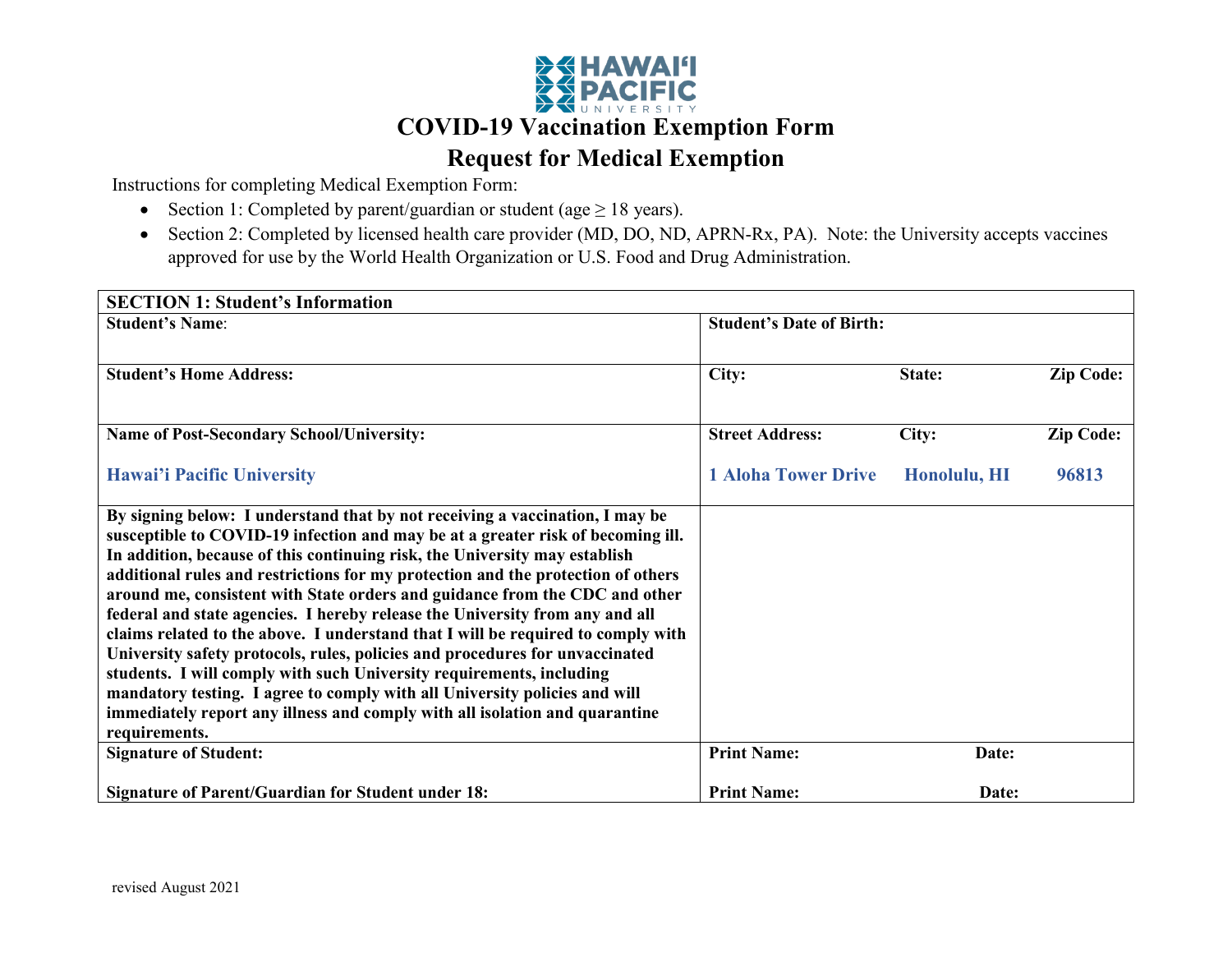# COVID-19 Vaccination Exemption Form

## Request for Medical Exemption

Instructions for completing Medical Exemption Form:

- Section 1: Completed by parent/guardian or student (age ≥ 18 years).
- Section 2: Completed by licensed health care provider (MD, DO, ND, APRN-Rx, PA). Note: the University accepts vaccines approved for use by the World Health Organization or U.S. Food and Drug Administration.

| **SECTION 1: Student's Information** | | | |
|---|---|---|---|
| **Student's Name**: | **Student's Date of Birth:** | | |
| **Student's Home Address:** | **City:** | **State:** | **Zip Code:** |
| **Name of Post-Secondary School/University:**<br><br>**Hawai'i Pacific University** | **Street Address:**<br><br>**1 Aloha Tower Drive** | **City:**<br><br>**Honolulu, HI** | **Zip Code:**<br><br>**96813** |
| **By signing below: I understand that by not receiving a vaccination, I may be susceptible to COVID-19 infection and may be at a greater risk of becoming ill. In addition, because of this continuing risk, the University may establish additional rules and restrictions for my protection and the protection of others around me, consistent with State orders and guidance from the CDC and other federal and state agencies. I hereby release the University from any and all claims related to the above. I understand that I will be required to comply with University safety protocols, rules, policies and procedures for unvaccinated students. I will comply with such University requirements, including mandatory testing. I agree to comply with all University policies and will immediately report any illness and comply with all isolation and quarantine requirements.** | | | |
| **Signature of Student:**<br><br>**Signature of Parent/Guardian for Student under 18:** | **Print Name:**<br><br>**Print Name:** | **Date:**<br><br>**Date:** | |

revised August 2021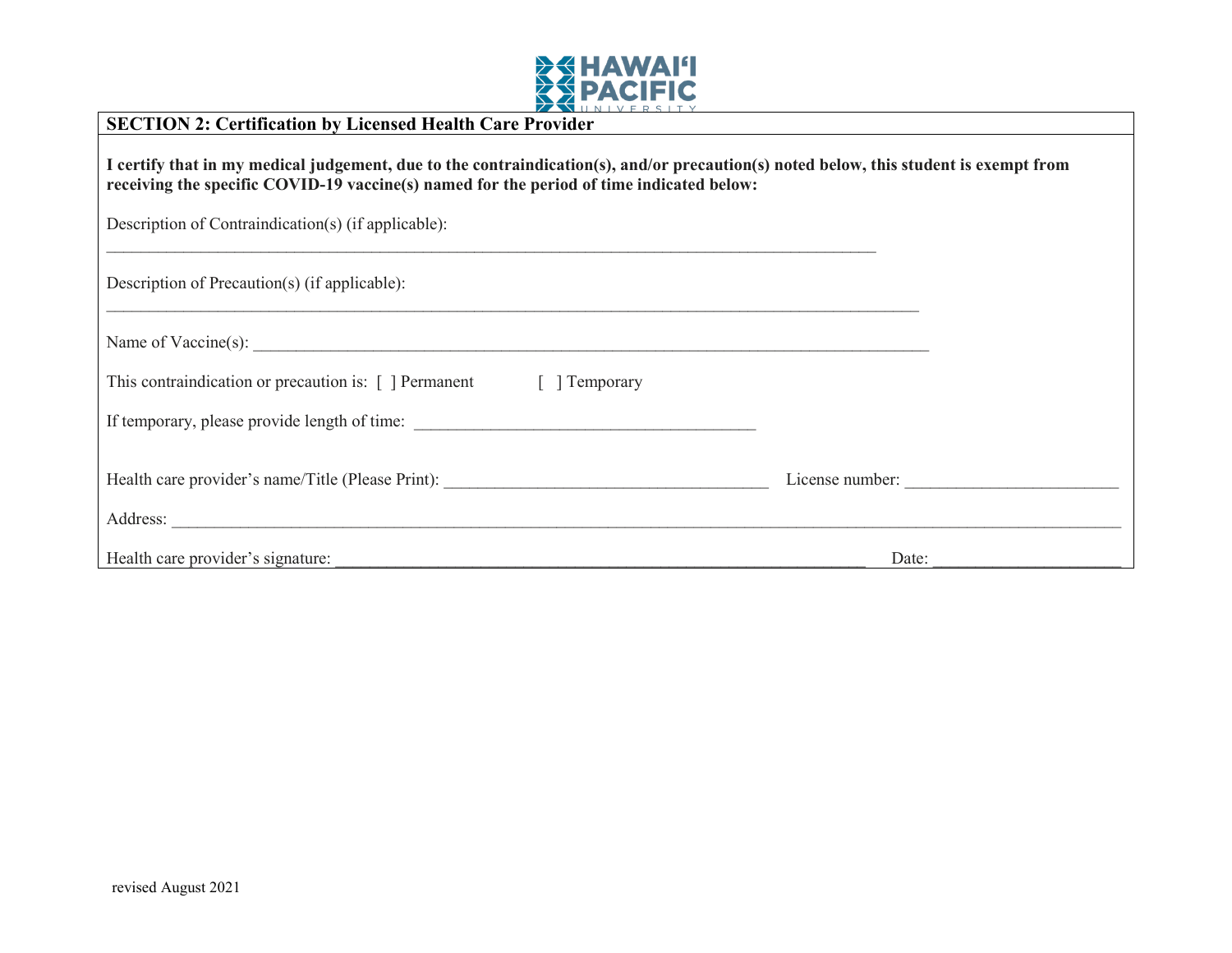## SECTION 2: Certification by Licensed Health Care Provider

**I certify that in my medical judgement, due to the contraindication(s), and/or precaution(s) noted below, this student is exempt from receiving the specific COVID-19 vaccine(s) named for the period of time indicated below:**

Description of Contraindication(s) (if applicable):

_______________________________________________________________________________________

Description of Precaution(s) (if applicable):

_______________________________________________________________________________________

Name of Vaccine(s): ___________________________________________________________________________

This contraindication or precaution is: [ ] Permanent [ ] Temporary

If temporary, please provide length of time: ______________________________________

Health care provider's name/Title (Please Print): ____________________________________ License number: ________________________

Address: ______________________________________________________________________________________________________

Health care provider's signature: ____________________________________________________________ Date: _____________________

revised August 2021